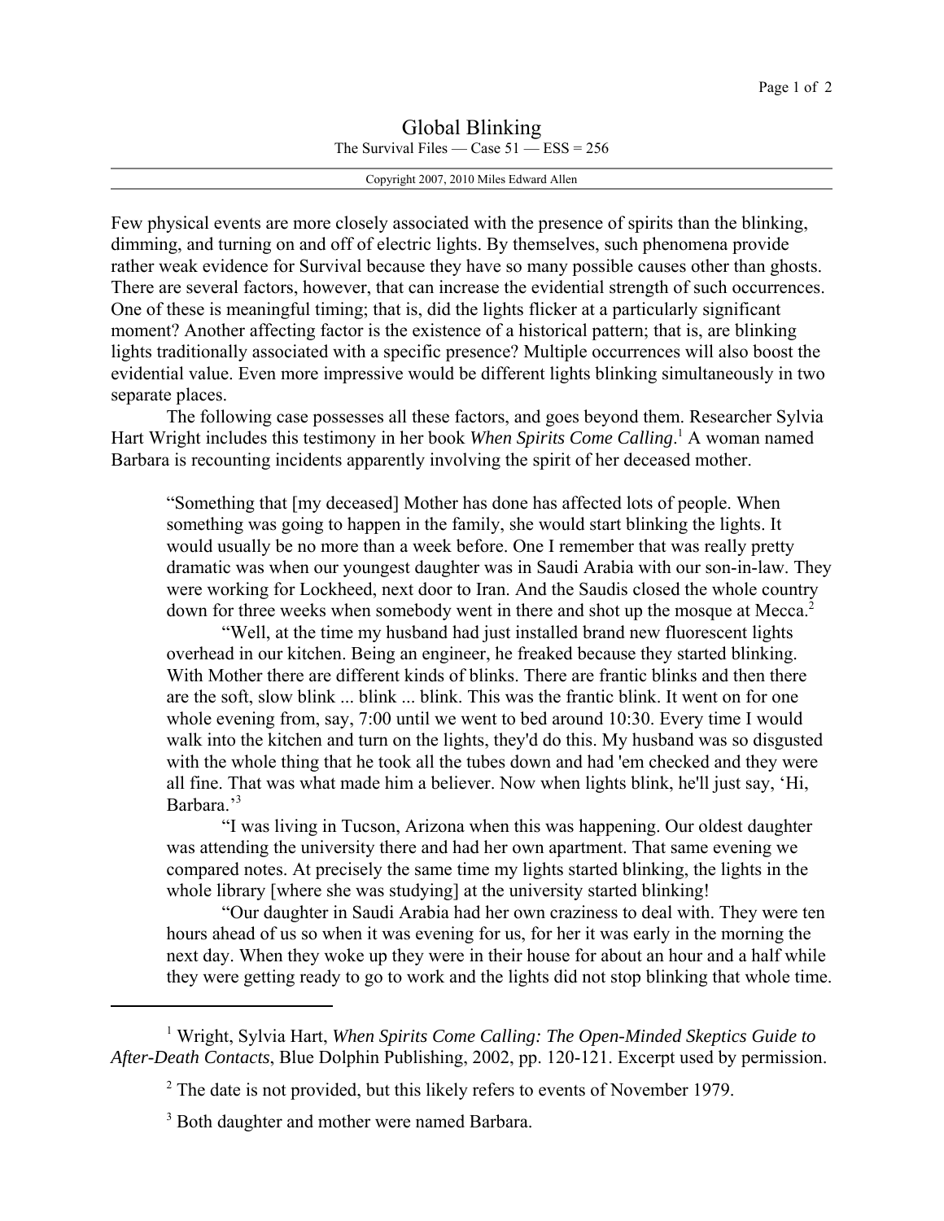# Global Blinking

The Survival Files — Case 51 — ESS = 256

Copyright 2007, 2010 Miles Edward Allen

Few physical events are more closely associated with the presence of spirits than the blinking, dimming, and turning on and off of electric lights. By themselves, such phenomena provide rather weak evidence for Survival because they have so many possible causes other than ghosts. There are several factors, however, that can increase the evidential strength of such occurrences. One of these is meaningful timing; that is, did the lights flicker at a particularly significant moment? Another affecting factor is the existence of a historical pattern; that is, are blinking lights traditionally associated with a specific presence? Multiple occurrences will also boost the evidential value. Even more impressive would be different lights blinking simultaneously in two separate places.

The following case possesses all these factors, and goes beyond them. Researcher Sylvia Hart Wright includes this testimony in her book *When Spirits Come Calling*.[1] A woman named Barbara is recounting incidents apparently involving the spirit of her deceased mother.

> "Something that [my deceased] Mother has done has affected lots of people. When something was going to happen in the family, she would start blinking the lights. It would usually be no more than a week before. One I remember that was really pretty dramatic was when our youngest daughter was in Saudi Arabia with our son-in-law. They were working for Lockheed, next door to Iran. And the Saudis closed the whole country down for three weeks when somebody went in there and shot up the mosque at Mecca.[2]
>
> "Well, at the time my husband had just installed brand new fluorescent lights overhead in our kitchen. Being an engineer, he freaked because they started blinking. With Mother there are different kinds of blinks. There are frantic blinks and then there are the soft, slow blink ... blink ... blink. This was the frantic blink. It went on for one whole evening from, say, 7:00 until we went to bed around 10:30. Every time I would walk into the kitchen and turn on the lights, they'd do this. My husband was so disgusted with the whole thing that he took all the tubes down and had 'em checked and they were all fine. That was what made him a believer. Now when lights blink, he'll just say, 'Hi, Barbara.'[3]
>
> "I was living in Tucson, Arizona when this was happening. Our oldest daughter was attending the university there and had her own apartment. That same evening we compared notes. At precisely the same time my lights started blinking, the lights in the whole library [where she was studying] at the university started blinking!
>
> "Our daughter in Saudi Arabia had her own craziness to deal with. They were ten hours ahead of us so when it was evening for us, for her it was early in the morning the next day. When they woke up they were in their house for about an hour and a half while they were getting ready to go to work and the lights did not stop blinking that whole time.

---

[1] Wright, Sylvia Hart, *When Spirits Come Calling: The Open-Minded Skeptics Guide to After-Death Contacts*, Blue Dolphin Publishing, 2002, pp. 120-121. Excerpt used by permission.

[2] The date is not provided, but this likely refers to events of November 1979.

[3] Both daughter and mother were named Barbara.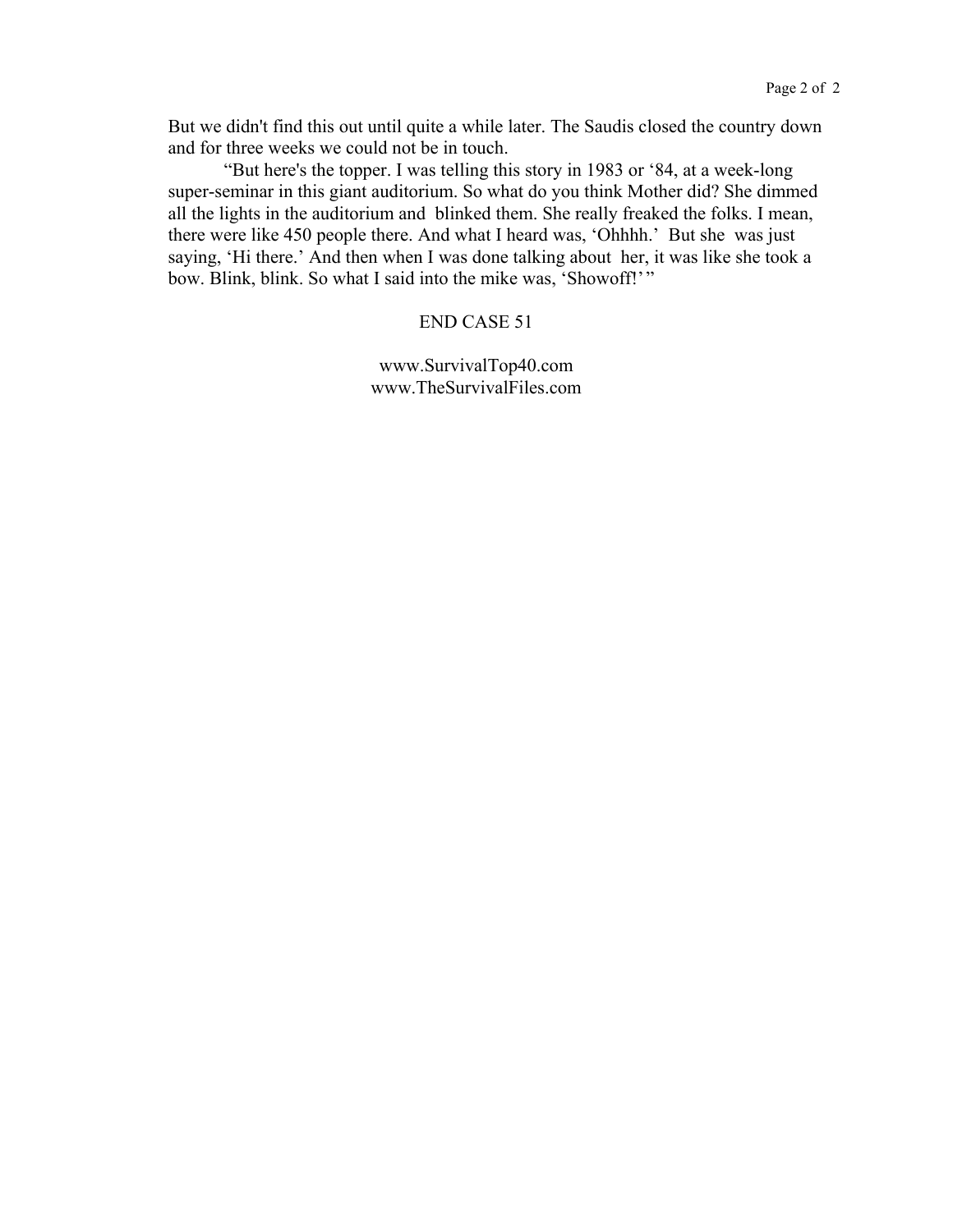But we didn't find this out until quite a while later. The Saudis closed the country down and for three weeks we could not be in touch.

"But here's the topper. I was telling this story in 1983 or '84, at a week-long super-seminar in this giant auditorium. So what do you think Mother did? She dimmed all the lights in the auditorium and blinked them. She really freaked the folks. I mean, there were like 450 people there. And what I heard was, 'Ohhhh.' But she was just saying, 'Hi there.' And then when I was done talking about her, it was like she took a bow. Blink, blink. So what I said into the mike was, 'Showoff!'"

END CASE 51

www.SurvivalTop40.com
www.TheSurvivalFiles.com